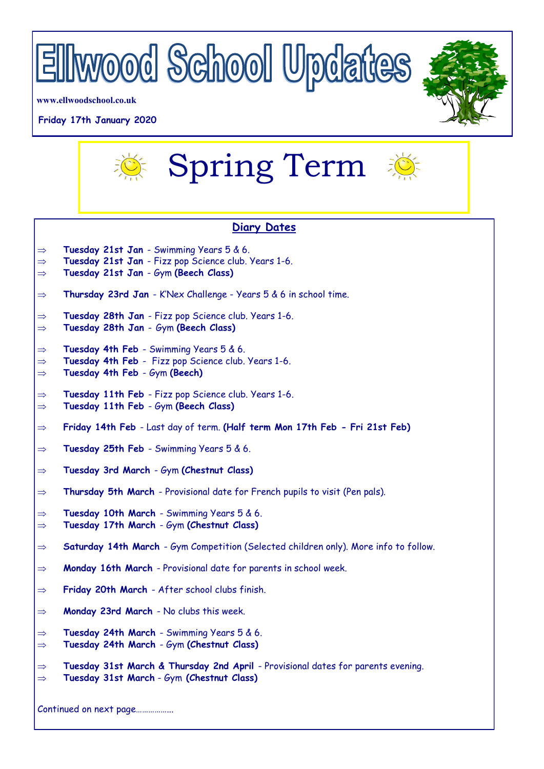# Ellwood School Updates

www.ellwoodschool.co.uk

Friday 17th January 2020

# Spring Term

## Diary Dates

- ⇒ **Tuesday 21st Jan** - Swimming Years 5 & 6.
- ⇒ **Tuesday 21st Jan** - Fizz pop Science club. Years 1-6.
- ⇒ **Tuesday 21st Jan** - Gym **(Beech Class)**

- ⇒ **Thursday 23rd Jan** - K'Nex Challenge - Years 5 & 6 in school time.

- ⇒ **Tuesday 28th Jan** - Fizz pop Science club. Years 1-6.
- ⇒ **Tuesday 28th Jan** - Gym **(Beech Class)**

- ⇒ **Tuesday 4th Feb** - Swimming Years 5 & 6.
- ⇒ **Tuesday 4th Feb** - Fizz pop Science club. Years 1-6.
- ⇒ **Tuesday 4th Feb** - Gym **(Beech)**

- ⇒ **Tuesday 11th Feb** - Fizz pop Science club. Years 1-6.
- ⇒ **Tuesday 11th Feb** - Gym **(Beech Class)**

- ⇒ **Friday 14th Feb** - Last day of term. **(Half term Mon 17th Feb - Fri 21st Feb)**

- ⇒ **Tuesday 25th Feb** - Swimming Years 5 & 6.

- ⇒ **Tuesday 3rd March** - Gym **(Chestnut Class)**

- ⇒ **Thursday 5th March** - Provisional date for French pupils to visit (Pen pals).

- ⇒ **Tuesday 10th March** - Swimming Years 5 & 6.
- ⇒ **Tuesday 17th March** - Gym **(Chestnut Class)**

- ⇒ **Saturday 14th March** - Gym Competition (Selected children only). More info to follow.

- ⇒ **Monday 16th March** - Provisional date for parents in school week.

- ⇒ **Friday 20th March** - After school clubs finish.

- ⇒ **Monday 23rd March** - No clubs this week.

- ⇒ **Tuesday 24th March** - Swimming Years 5 & 6.
- ⇒ **Tuesday 24th March** - Gym **(Chestnut Class)**

- ⇒ **Tuesday 31st March & Thursday 2nd April** - Provisional dates for parents evening.
- ⇒ **Tuesday 31st March** - Gym **(Chestnut Class)**

Continued on next page……………..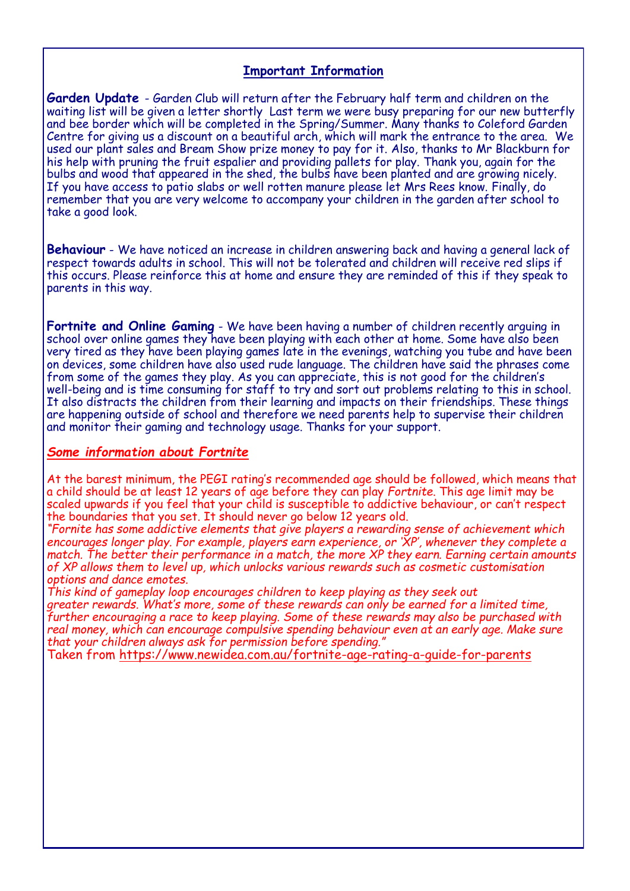## Important Information

**Garden Update** - Garden Club will return after the February half term and children on the waiting list will be given a letter shortly Last term we were busy preparing for our new butterfly and bee border which will be completed in the Spring/Summer. Many thanks to Coleford Garden Centre for giving us a discount on a beautiful arch, which will mark the entrance to the area. We used our plant sales and Bream Show prize money to pay for it. Also, thanks to Mr Blackburn for his help with pruning the fruit espalier and providing pallets for play. Thank you, again for the bulbs and wood that appeared in the shed, the bulbs have been planted and are growing nicely. If you have access to patio slabs or well rotten manure please let Mrs Rees know. Finally, do remember that you are very welcome to accompany your children in the garden after school to take a good look.

**Behaviour** - We have noticed an increase in children answering back and having a general lack of respect towards adults in school. This will not be tolerated and children will receive red slips if this occurs. Please reinforce this at home and ensure they are reminded of this if they speak to parents in this way.

**Fortnite and Online Gaming** - We have been having a number of children recently arguing in school over online games they have been playing with each other at home. Some have also been very tired as they have been playing games late in the evenings, watching you tube and have been on devices, some children have also used rude language. The children have said the phrases come from some of the games they play. As you can appreciate, this is not good for the children's well-being and is time consuming for staff to try and sort out problems relating to this in school. It also distracts the children from their learning and impacts on their friendships. These things are happening outside of school and therefore we need parents help to supervise their children and monitor their gaming and technology usage. Thanks for your support.

### *Some information about Fortnite*

At the barest minimum, the PEGI rating's recommended age should be followed, which means that a child should be at least 12 years of age before they can play *Fortnite*. This age limit may be scaled upwards if you feel that your child is susceptible to addictive behaviour, or can't respect the boundaries that you set. It should never go below 12 years old.

*"Fornite has some addictive elements that give players a rewarding sense of achievement which encourages longer play. For example, players earn experience, or 'XP', whenever they complete a match. The better their performance in a match, the more XP they earn. Earning certain amounts of XP allows them to level up, which unlocks various rewards such as cosmetic customisation options and dance emotes.*

*This kind of gameplay loop encourages children to keep playing as they seek out greater rewards. What's more, some of these rewards can only be earned for a limited time, further encouraging a race to keep playing. Some of these rewards may also be purchased with real money, which can encourage compulsive spending behaviour even at an early age. Make sure that your children always ask for permission before spending."*

Taken from https://www.newidea.com.au/fortnite-age-rating-a-guide-for-parents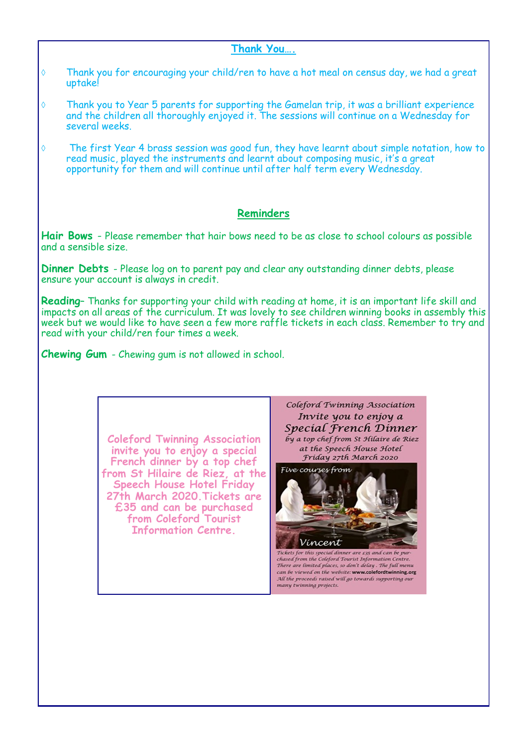## Thank You….

- Thank you for encouraging your child/ren to have a hot meal on census day, we had a great uptake!
- Thank you to Year 5 parents for supporting the Gamelan trip, it was a brilliant experience and the children all thoroughly enjoyed it. The sessions will continue on a Wednesday for several weeks.
- The first Year 4 brass session was good fun, they have learnt about simple notation, how to read music, played the instruments and learnt about composing music, it's a great opportunity for them and will continue until after half term every Wednesday.

## Reminders

**Hair Bows** - Please remember that hair bows need to be as close to school colours as possible and a sensible size.

**Dinner Debts** - Please log on to parent pay and clear any outstanding dinner debts, please ensure your account is always in credit.

**Reading**– Thanks for supporting your child with reading at home, it is an important life skill and impacts on all areas of the curriculum. It was lovely to see children winning books in assembly this week but we would like to have seen a few more raffle tickets in each class. Remember to try and read with your child/ren four times a week.

**Chewing Gum** - Chewing gum is not allowed in school.

**Coleford Twinning Association invite you to enjoy a special French dinner by a top chef from St Hilaire de Riez, at the Speech House Hotel Friday 27th March 2020.Tickets are £35 and can be purchased from Coleford Tourist Information Centre.**

*Coleford Twinning Association*
*Invite you to enjoy a*
*Special French Dinner*
*by a top chef from St Hilaire de Riez*
*at the Speech House Hotel*
*Friday 27th March 2020*

*Five courses from*

*Vincent*

*Tickets for this special dinner are £35 and can be purchased from the Coleford Tourist Information Centre. There are limited places, so don't delay . The full menu can be viewed on the website:* **www.colefordtwinning.org**
*All the proceeds raised will go towards supporting our many twinning projects.*